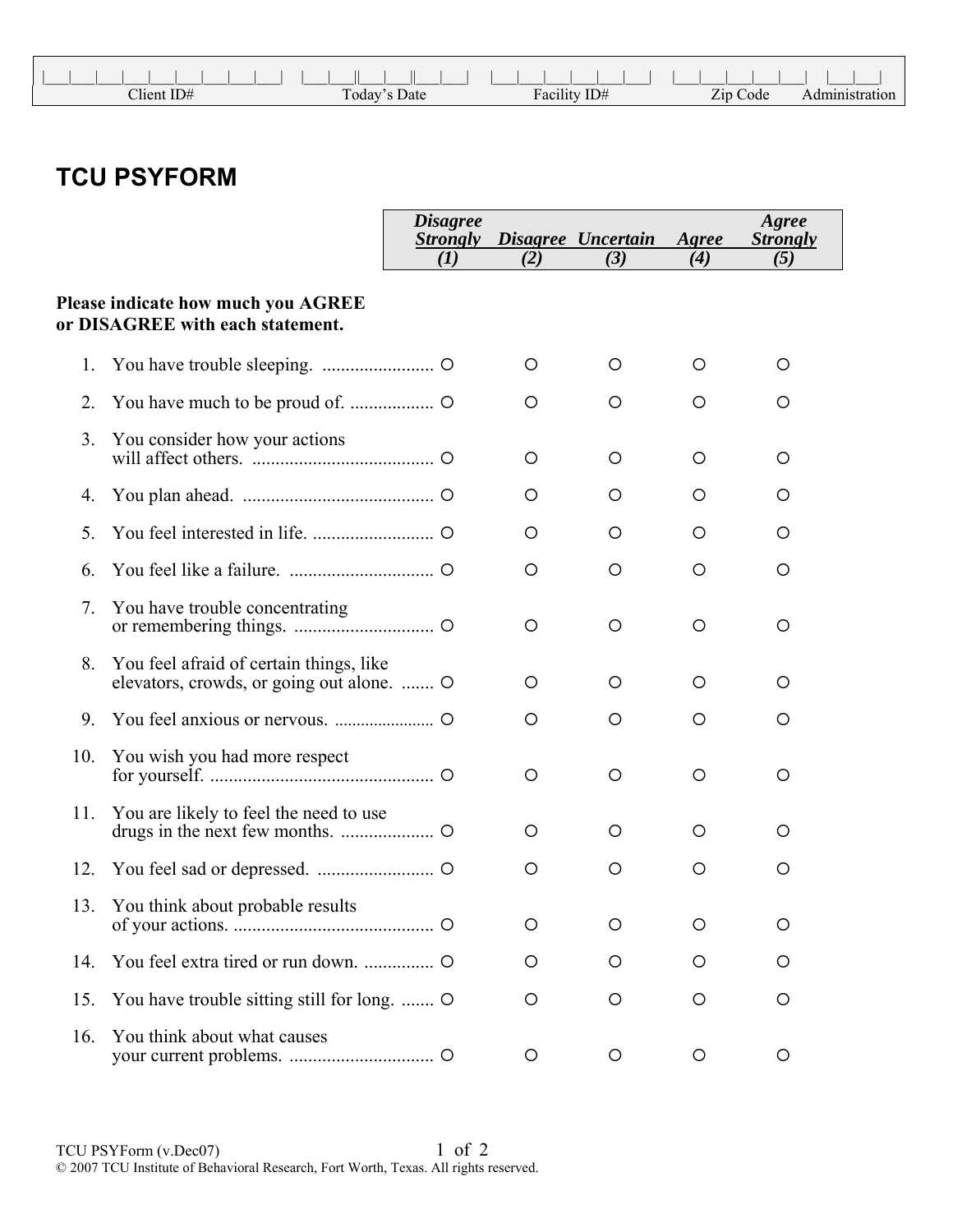| Client ID# | Today's Date | Facility ID# | Zip Code | Administration |
|---|---|---|---|---|
| \_\_\_\_\_\_\_\_\_ | \_\_/\_\_/\_\_ | \_\_\_\_\_\_ | \_\_\_\_\_ | \_\_ |

# TCU PSYFORM

**Please indicate how much you AGREE or DISAGREE with each statement.**

| | *Disagree Strongly (1)* | *Disagree (2)* | *Uncertain (3)* | *Agree (4)* | *Agree Strongly (5)* |
|---|---|---|---|---|---|
| 1. You have trouble sleeping. | ○ | ○ | ○ | ○ | ○ |
| 2. You have much to be proud of. | ○ | ○ | ○ | ○ | ○ |
| 3. You consider how your actions will affect others. | ○ | ○ | ○ | ○ | ○ |
| 4. You plan ahead. | ○ | ○ | ○ | ○ | ○ |
| 5. You feel interested in life. | ○ | ○ | ○ | ○ | ○ |
| 6. You feel like a failure. | ○ | ○ | ○ | ○ | ○ |
| 7. You have trouble concentrating or remembering things. | ○ | ○ | ○ | ○ | ○ |
| 8. You feel afraid of certain things, like elevators, crowds, or going out alone. | ○ | ○ | ○ | ○ | ○ |
| 9. You feel anxious or nervous. | ○ | ○ | ○ | ○ | ○ |
| 10. You wish you had more respect for yourself. | ○ | ○ | ○ | ○ | ○ |
| 11. You are likely to feel the need to use drugs in the next few months. | ○ | ○ | ○ | ○ | ○ |
| 12. You feel sad or depressed. | ○ | ○ | ○ | ○ | ○ |
| 13. You think about probable results of your actions. | ○ | ○ | ○ | ○ | ○ |
| 14. You feel extra tired or run down. | ○ | ○ | ○ | ○ | ○ |
| 15. You have trouble sitting still for long. | ○ | ○ | ○ | ○ | ○ |
| 16. You think about what causes your current problems. | ○ | ○ | ○ | ○ | ○ |

TCU PSYForm (v.Dec07)

© 2007 TCU Institute of Behavioral Research, Fort Worth, Texas. All rights reserved.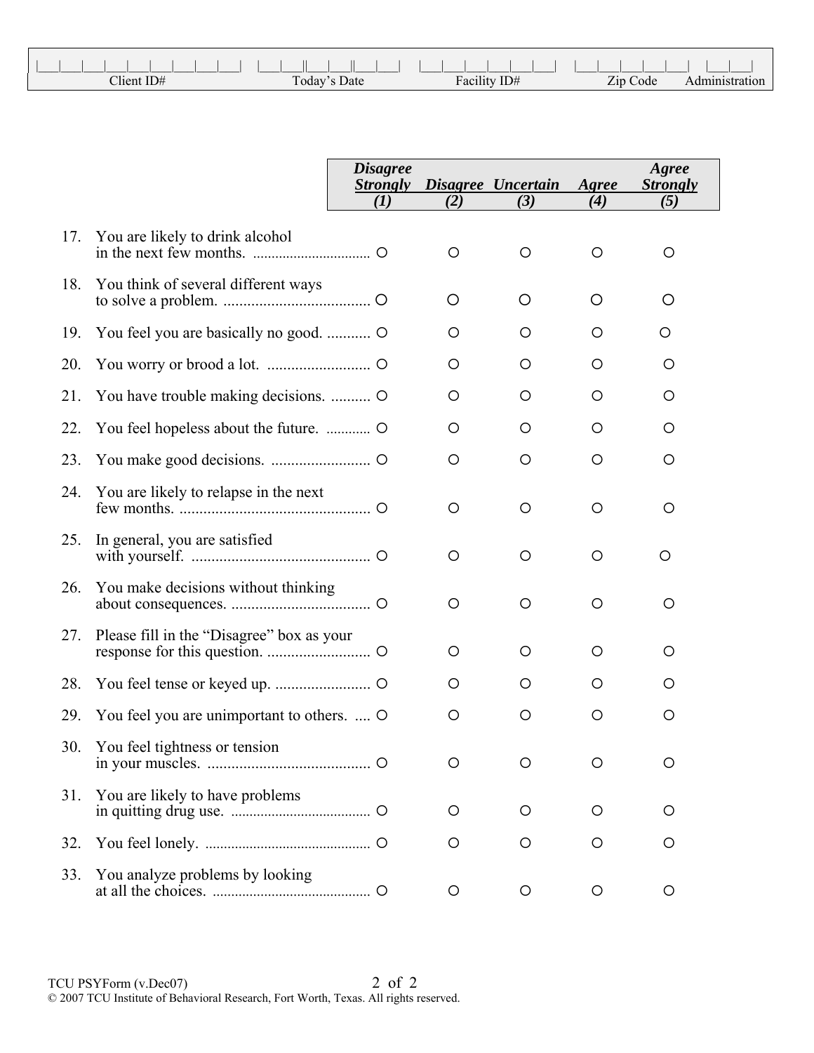| Client ID# | Today's Date | Facility ID# | Zip Code | Administration |
|---|---|---|---|---|
| \|___\|___\|___\|___\|___\|___\|___\|___\|___\| | \|___\|___\|\|___\|___\|\|___\|___\| | \|___\|___\|___\|___\|___\|___\| | \|___\|___\|___\|___\|___\| | \|___\|___\| |

| | Disagree Strongly (1) | Disagree (2) | Uncertain (3) | Agree (4) | Agree Strongly (5) |
|---|---|---|---|---|---|
| 17. You are likely to drink alcohol in the next few months. | ○ | ○ | ○ | ○ | ○ |
| 18. You think of several different ways to solve a problem. | ○ | ○ | ○ | ○ | ○ |
| 19. You feel you are basically no good. | ○ | ○ | ○ | ○ | ○ |
| 20. You worry or brood a lot. | ○ | ○ | ○ | ○ | ○ |
| 21. You have trouble making decisions. | ○ | ○ | ○ | ○ | ○ |
| 22. You feel hopeless about the future. | ○ | ○ | ○ | ○ | ○ |
| 23. You make good decisions. | ○ | ○ | ○ | ○ | ○ |
| 24. You are likely to relapse in the next few months. | ○ | ○ | ○ | ○ | ○ |
| 25. In general, you are satisfied with yourself. | ○ | ○ | ○ | ○ | ○ |
| 26. You make decisions without thinking about consequences. | ○ | ○ | ○ | ○ | ○ |
| 27. Please fill in the "Disagree" box as your response for this question. | ○ | ○ | ○ | ○ | ○ |
| 28. You feel tense or keyed up. | ○ | ○ | ○ | ○ | ○ |
| 29. You feel you are unimportant to others. | ○ | ○ | ○ | ○ | ○ |
| 30. You feel tightness or tension in your muscles. | ○ | ○ | ○ | ○ | ○ |
| 31. You are likely to have problems in quitting drug use. | ○ | ○ | ○ | ○ | ○ |
| 32. You feel lonely. | ○ | ○ | ○ | ○ | ○ |
| 33. You analyze problems by looking at all the choices. | ○ | ○ | ○ | ○ | ○ |

TCU PSYForm (v.Dec07)

© 2007 TCU Institute of Behavioral Research, Fort Worth, Texas. All rights reserved.